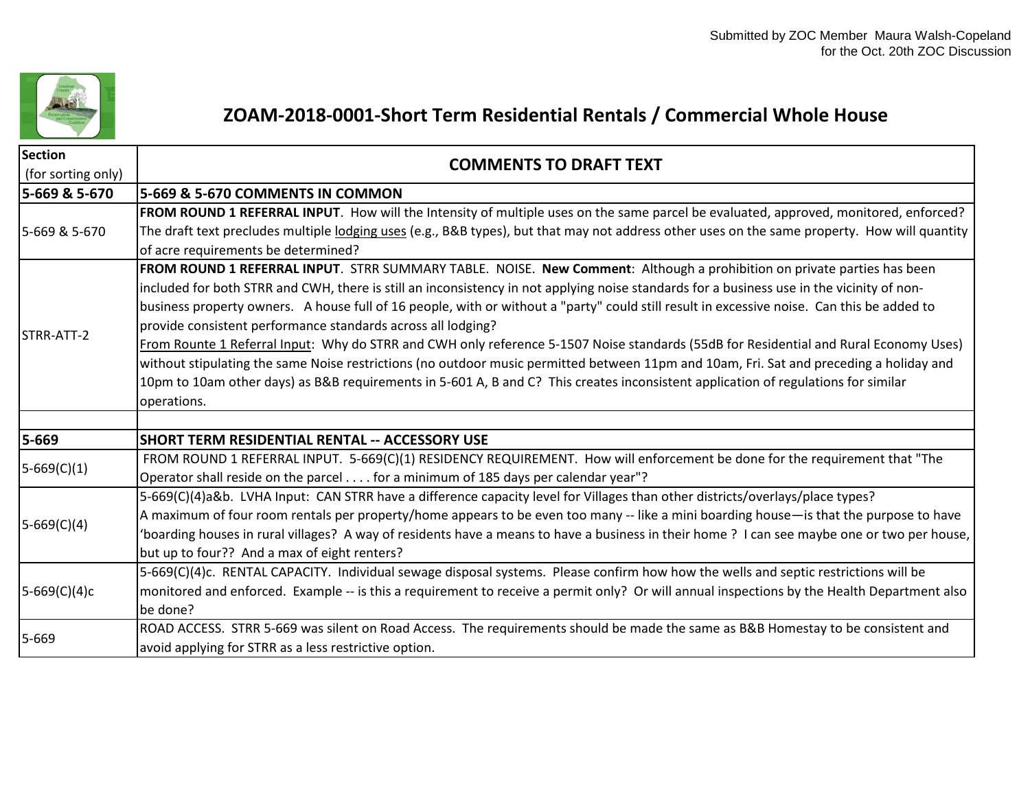Submitted by ZOC Member Maura Walsh-Copeland
for the Oct. 20th ZOC Discussion

# ZOAM-2018-0001-Short Term Residential Rentals / Commercial Whole House

| Section (for sorting only) | COMMENTS TO DRAFT TEXT |
|---|---|
| **5-669 & 5-670** | **5-669 & 5-670 COMMENTS IN COMMON** |
| 5-669 & 5-670 | **FROM ROUND 1 REFERRAL INPUT**. How will the Intensity of multiple uses on the same parcel be evaluated, approved, monitored, enforced? The draft text precludes multiple lodging uses (e.g., B&B types), but that may not address other uses on the same property. How will quantity of acre requirements be determined? |
| STRR-ATT-2 | **FROM ROUND 1 REFERRAL INPUT**. STRR SUMMARY TABLE. NOISE. **New Comment**: Although a prohibition on private parties has been included for both STRR and CWH, there is still an inconsistency in not applying noise standards for a business use in the vicinity of non-business property owners. A house full of 16 people, with or without a "party" could still result in excessive noise. Can this be added to provide consistent performance standards across all lodging?<br>From Rounte 1 Referral Input: Why do STRR and CWH only reference 5-1507 Noise standards (55dB for Residential and Rural Economy Uses) without stipulating the same Noise restrictions (no outdoor music permitted between 11pm and 10am, Fri. Sat and preceding a holiday and 10pm to 10am other days) as B&B requirements in 5-601 A, B and C? This creates inconsistent application of regulations for similar operations. |
| | |
| **5-669** | **SHORT TERM RESIDENTIAL RENTAL -- ACCESSORY USE** |
| 5-669(C)(1) | FROM ROUND 1 REFERRAL INPUT. 5-669(C)(1) RESIDENCY REQUIREMENT. How will enforcement be done for the requirement that "The Operator shall reside on the parcel . . . . for a minimum of 185 days per calendar year"? |
| 5-669(C)(4) | 5-669(C)(4)a&b. LVHA Input: CAN STRR have a difference capacity level for Villages than other districts/overlays/place types?<br>A maximum of four room rentals per property/home appears to be even too many -- like a mini boarding house—is that the purpose to have 'boarding houses in rural villages? A way of residents have a means to have a business in their home ? I can see maybe one or two per house, but up to four?? And a max of eight renters? |
| 5-669(C)(4)c | 5-669(C)(4)c. RENTAL CAPACITY. Individual sewage disposal systems. Please confirm how how the wells and septic restrictions will be monitored and enforced. Example -- is this a requirement to receive a permit only? Or will annual inspections by the Health Department also be done? |
| 5-669 | ROAD ACCESS. STRR 5-669 was silent on Road Access. The requirements should be made the same as B&B Homestay to be consistent and avoid applying for STRR as a less restrictive option. |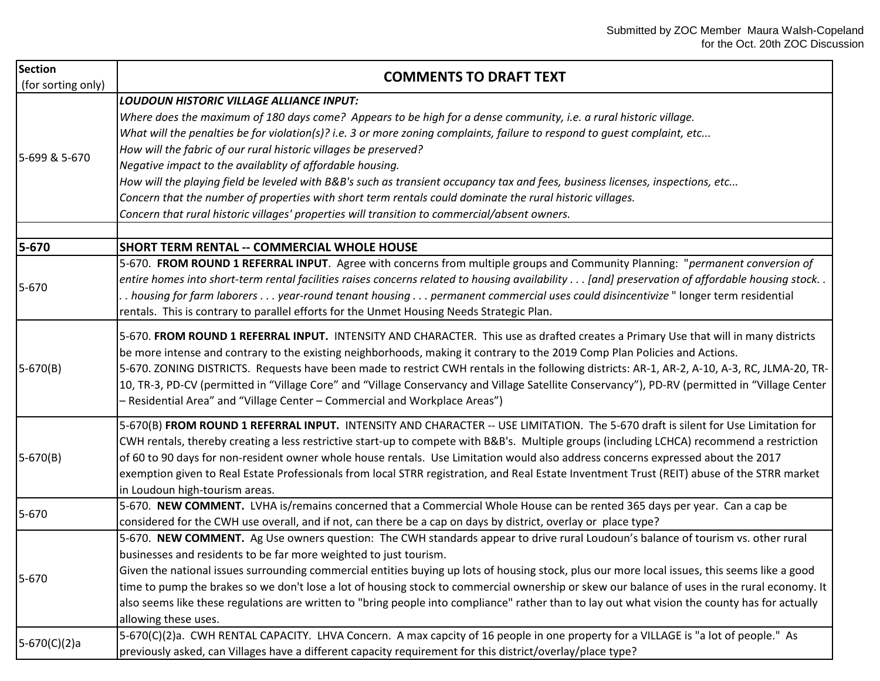Submitted by ZOC Member Maura Walsh-Copeland
for the Oct. 20th ZOC Discussion

| Section (for sorting only) | COMMENTS TO DRAFT TEXT |
|---|---|
| 5-699 & 5-670 | ***LOUDOUN HISTORIC VILLAGE ALLIANCE INPUT:***<br>*Where does the maximum of 180 days come? Appears to be high for a dense community, i.e. a rural historic village.*<br>*What will the penalties be for violation(s)? i.e. 3 or more zoning complaints, failure to respond to guest complaint, etc...*<br>*How will the fabric of our rural historic villages be preserved?*<br>*Negative impact to the availablity of affordable housing.*<br>*How will the playing field be leveled with B&B's such as transient occupancy tax and fees, business licenses, inspections, etc...*<br>*Concern that the number of properties with short term rentals could dominate the rural historic villages.*<br>*Concern that rural historic villages' properties will transition to commercial/absent owners.* |
| | |
| **5-670** | **SHORT TERM RENTAL -- COMMERCIAL WHOLE HOUSE** |
| 5-670 | 5-670. **FROM ROUND 1 REFERRAL INPUT**. Agree with concerns from multiple groups and Community Planning: "*permanent conversion of entire homes into short-term rental facilities raises concerns related to housing availability . . . [and] preservation of affordable housing stock. . . . housing for farm laborers . . . year-round tenant housing . . . permanent commercial uses could disincentivize* " longer term residential rentals. This is contrary to parallel efforts for the Unmet Housing Needs Strategic Plan. |
| 5-670(B) | 5-670. **FROM ROUND 1 REFERRAL INPUT.** INTENSITY AND CHARACTER. This use as drafted creates a Primary Use that will in many districts be more intense and contrary to the existing neighborhoods, making it contrary to the 2019 Comp Plan Policies and Actions.<br>5-670. ZONING DISTRICTS. Requests have been made to restrict CWH rentals in the following districts: AR-1, AR-2, A-10, A-3, RC, JLMA-20, TR-10, TR-3, PD-CV (permitted in "Village Core" and "Village Conservancy and Village Satellite Conservancy"), PD-RV (permitted in "Village Center – Residential Area" and "Village Center – Commercial and Workplace Areas") |
| 5-670(B) | 5-670(B) **FROM ROUND 1 REFERRAL INPUT.** INTENSITY AND CHARACTER -- USE LIMITATION. The 5-670 draft is silent for Use Limitation for CWH rentals, thereby creating a less restrictive start-up to compete with B&B's. Multiple groups (including LCHCA) recommend a restriction of 60 to 90 days for non-resident owner whole house rentals. Use Limitation would also address concerns expressed about the 2017 exemption given to Real Estate Professionals from local STRR registration, and Real Estate Inventment Trust (REIT) abuse of the STRR market in Loudoun high-tourism areas. |
| 5-670 | 5-670. **NEW COMMENT.** LVHA is/remains concerned that a Commercial Whole House can be rented 365 days per year. Can a cap be considered for the CWH use overall, and if not, can there be a cap on days by district, overlay or place type? |
| 5-670 | 5-670. **NEW COMMENT.** Ag Use owners question: The CWH standards appear to drive rural Loudoun's balance of tourism vs. other rural businesses and residents to be far more weighted to just tourism.<br>Given the national issues surrounding commercial entities buying up lots of housing stock, plus our more local issues, this seems like a good time to pump the brakes so we don't lose a lot of housing stock to commercial ownership or skew our balance of uses in the rural economy. It also seems like these regulations are written to "bring people into compliance" rather than to lay out what vision the county has for actually allowing these uses. |
| 5-670(C)(2)a | 5-670(C)(2)a. CWH RENTAL CAPACITY. LHVA Concern. A max capcity of 16 people in one property for a VILLAGE is "a lot of people." As previously asked, can Villages have a different capacity requirement for this district/overlay/place type? |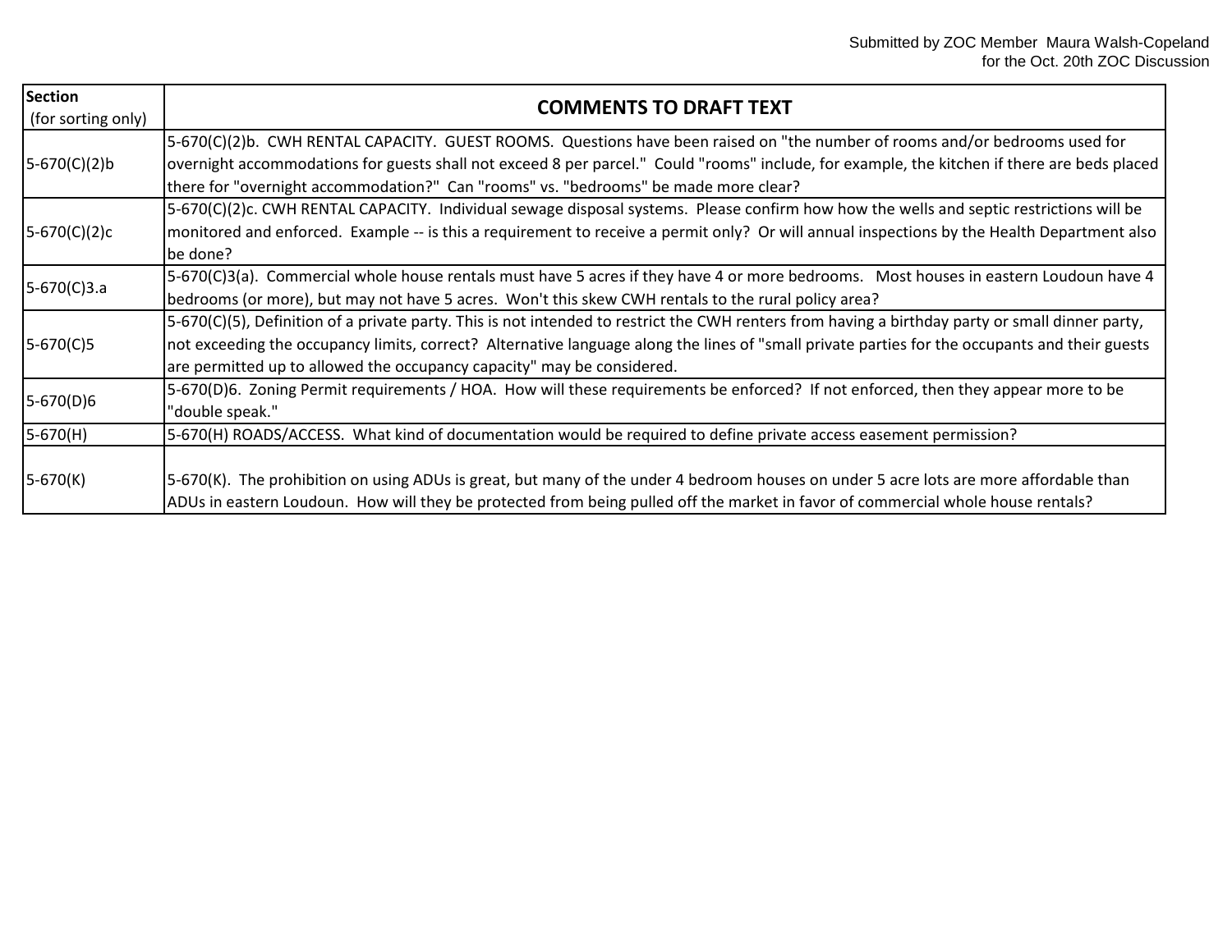Submitted by ZOC Member Maura Walsh-Copeland
for the Oct. 20th ZOC Discussion

| **Section** (for sorting only) | **COMMENTS TO DRAFT TEXT** |
|---|---|
| 5-670(C)(2)b | 5-670(C)(2)b. CWH RENTAL CAPACITY. GUEST ROOMS. Questions have been raised on "the number of rooms and/or bedrooms used for overnight accommodations for guests shall not exceed 8 per parcel." Could "rooms" include, for example, the kitchen if there are beds placed there for "overnight accommodation?" Can "rooms" vs. "bedrooms" be made more clear? |
| 5-670(C)(2)c | 5-670(C)(2)c. CWH RENTAL CAPACITY. Individual sewage disposal systems. Please confirm how how the wells and septic restrictions will be monitored and enforced. Example -- is this a requirement to receive a permit only? Or will annual inspections by the Health Department also be done? |
| 5-670(C)3.a | 5-670(C)3(a). Commercial whole house rentals must have 5 acres if they have 4 or more bedrooms. Most houses in eastern Loudoun have 4 bedrooms (or more), but may not have 5 acres. Won't this skew CWH rentals to the rural policy area? |
| 5-670(C)5 | 5-670(C)(5), Defintion of a private party. This is not intended to restrict the CWH renters from having a birthday party or small dinner party, not exceeding the occupancy limits, correct? Alternative language along the lines of "small private parties for the occupants and their guests are permitted up to allowed the occupancy capacity" may be considered. |
| 5-670(D)6 | 5-670(D)6. Zoning Permit requirements / HOA. How will these requirements be enforced? If not enforced, then they appear more to be "double speak." |
| 5-670(H) | 5-670(H) ROADS/ACCESS. What kind of documentation would be required to define private access easement permission? |
| 5-670(K) | 5-670(K). The prohibition on using ADUs is great, but many of the under 4 bedroom houses on under 5 acre lots are more affordable than ADUs in eastern Loudoun. How will they be protected from being pulled off the market in favor of commercial whole house rentals? |